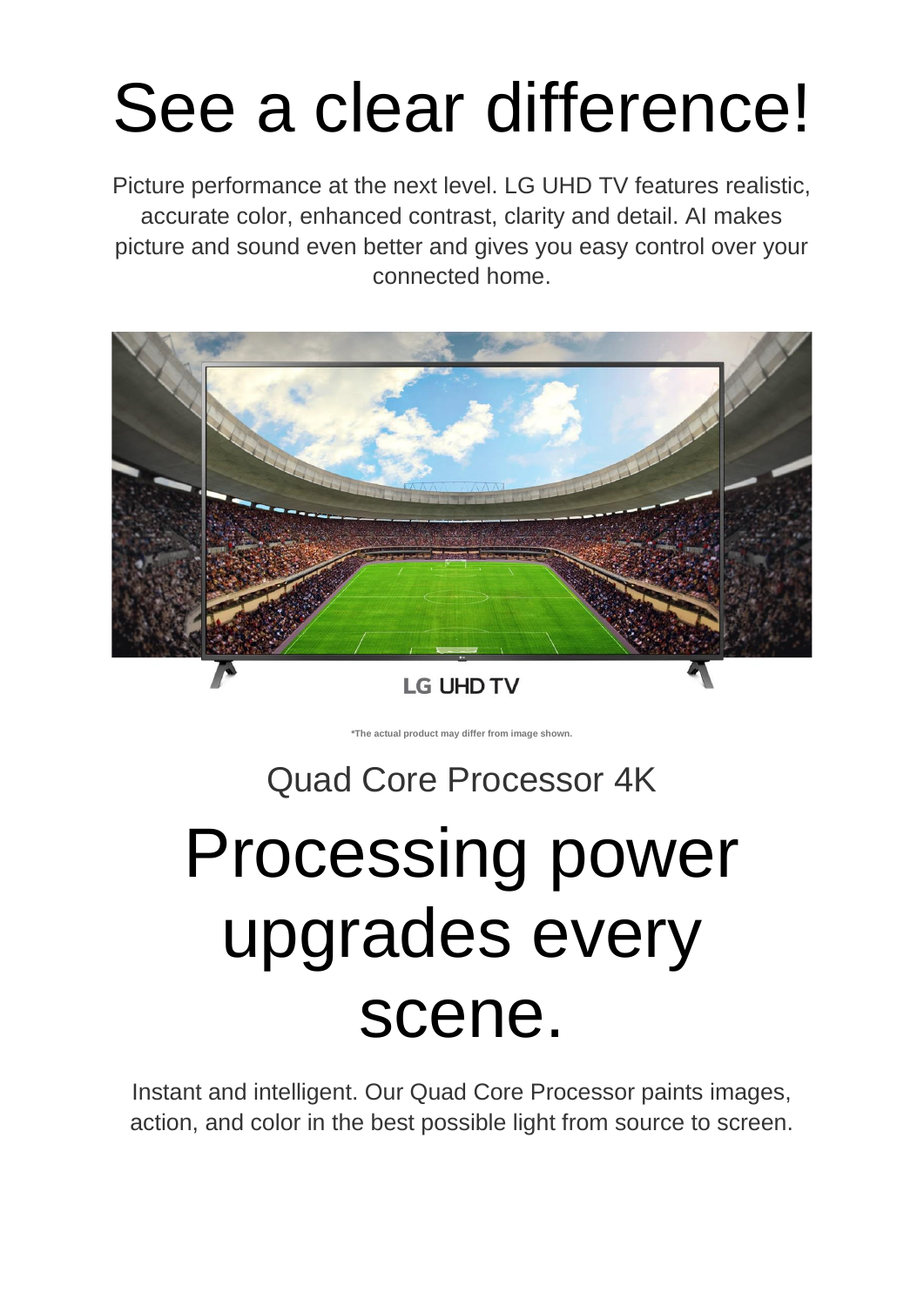# See a clear difference!

Picture performance at the next level. LG UHD TV features realistic, accurate color, enhanced contrast, clarity and detail. AI makes picture and sound even better and gives you easy control over your connected home.

LG UHD TV

*The actual product may differ from image shown.

### Quad Core Processor 4K

# Processing power upgrades every scene.

Instant and intelligent. Our Quad Core Processor paints images, action, and color in the best possible light from source to screen.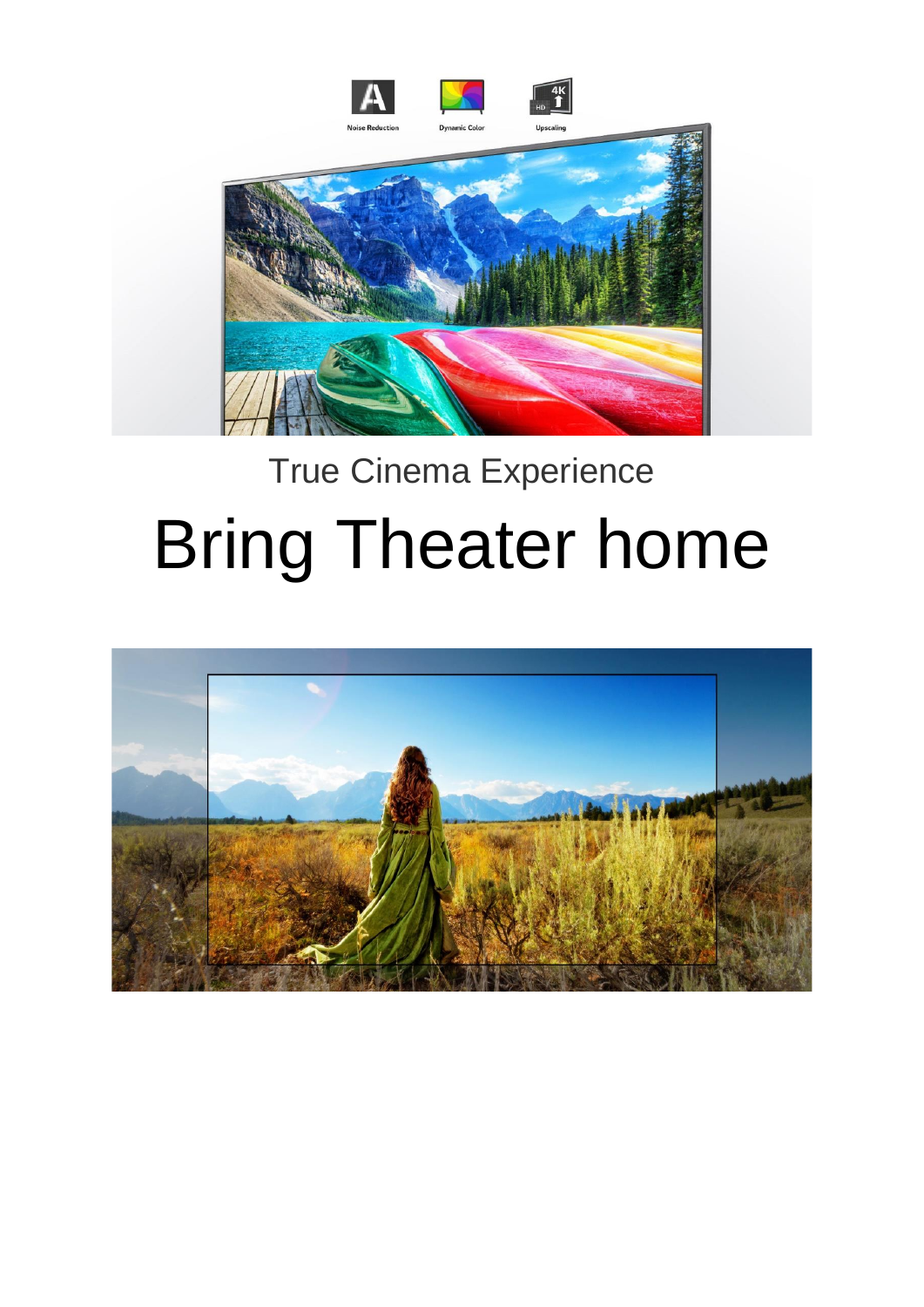True Cinema Experience

# Bring Theater home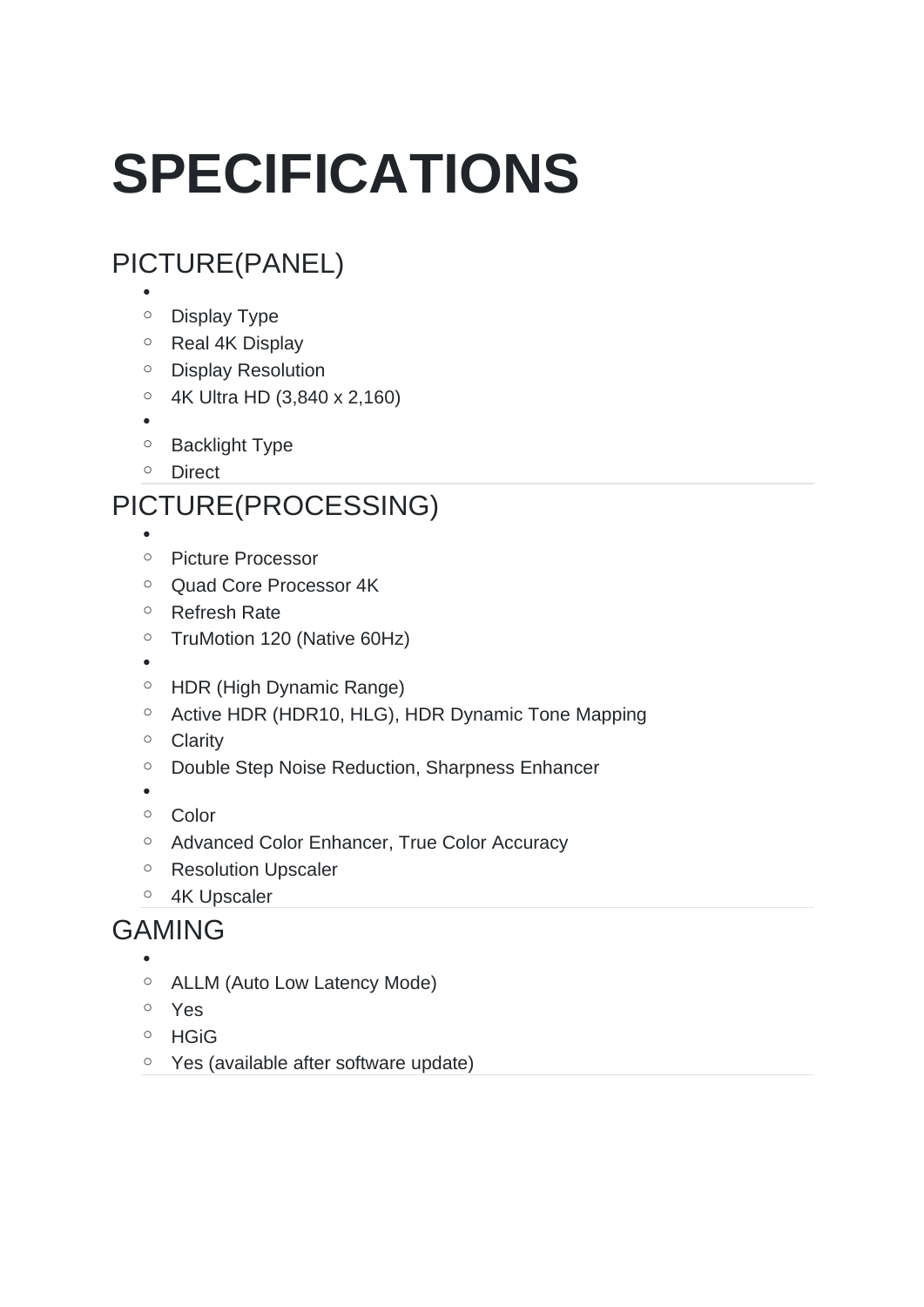# SPECIFICATIONS

## PICTURE(PANEL)

- 
  - Display Type
  - Real 4K Display
  - Display Resolution
  - 4K Ultra HD (3,840 x 2,160)
- 
  - Backlight Type
  - Direct

## PICTURE(PROCESSING)

- 
  - Picture Processor
  - Quad Core Processor 4K
  - Refresh Rate
  - TruMotion 120 (Native 60Hz)
- 
  - HDR (High Dynamic Range)
  - Active HDR (HDR10, HLG), HDR Dynamic Tone Mapping
  - Clarity
  - Double Step Noise Reduction, Sharpness Enhancer
- 
  - Color
  - Advanced Color Enhancer, True Color Accuracy
  - Resolution Upscaler
  - 4K Upscaler

## GAMING

- 
  - ALLM (Auto Low Latency Mode)
  - Yes
  - HGiG
  - Yes (available after software update)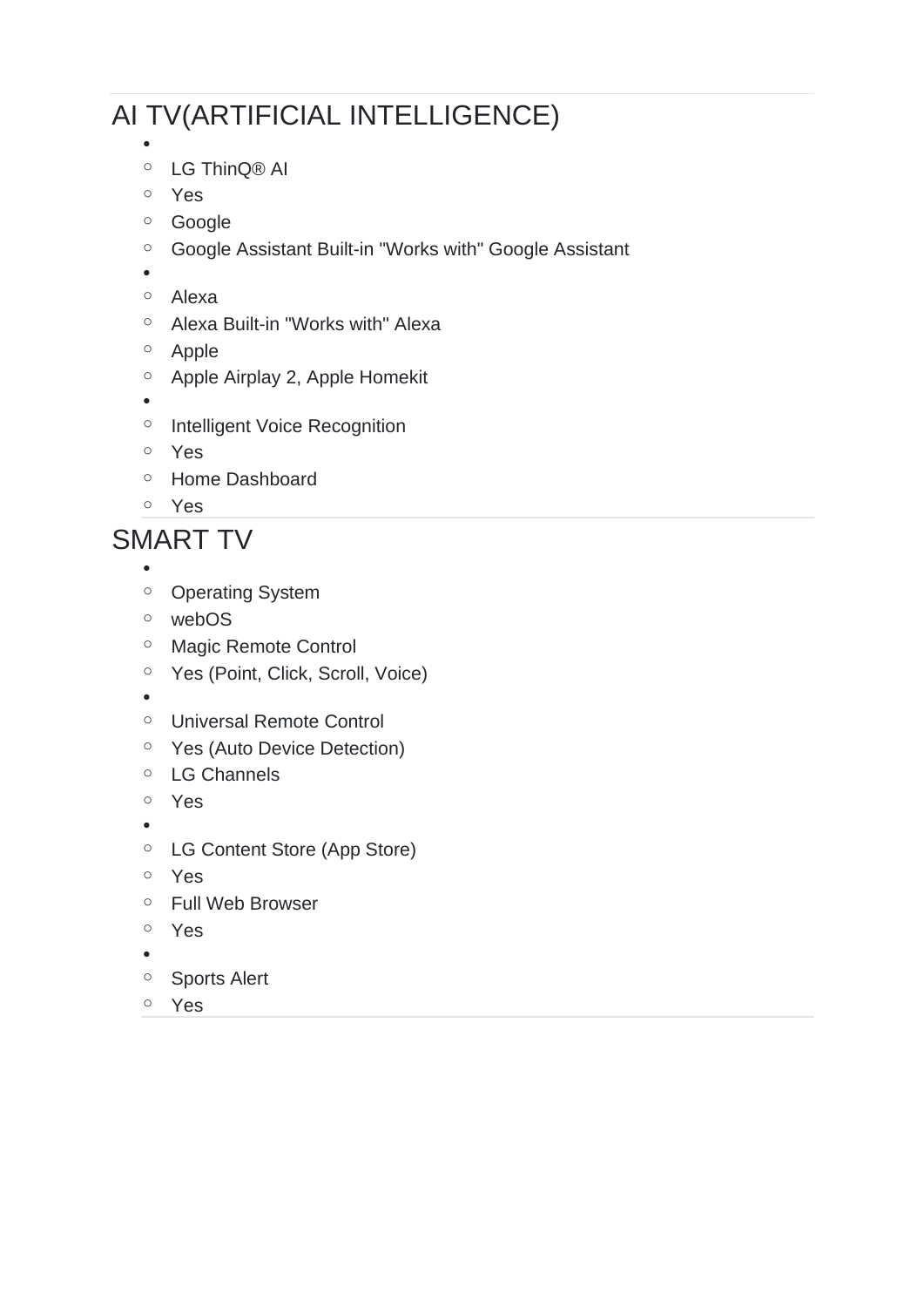# AI TV(ARTIFICIAL INTELLIGENCE)

- 
  - LG ThinQ® AI
  - Yes
  - Google
  - Google Assistant Built-in "Works with" Google Assistant
- 
  - Alexa
  - Alexa Built-in "Works with" Alexa
  - Apple
  - Apple Airplay 2, Apple Homekit
- 
  - Intelligent Voice Recognition
  - Yes
  - Home Dashboard
  - Yes

# SMART TV

- 
  - Operating System
  - webOS
  - Magic Remote Control
  - Yes (Point, Click, Scroll, Voice)
- 
  - Universal Remote Control
  - Yes (Auto Device Detection)
  - LG Channels
  - Yes
- 
  - LG Content Store (App Store)
  - Yes
  - Full Web Browser
  - Yes
- 
  - Sports Alert
  - Yes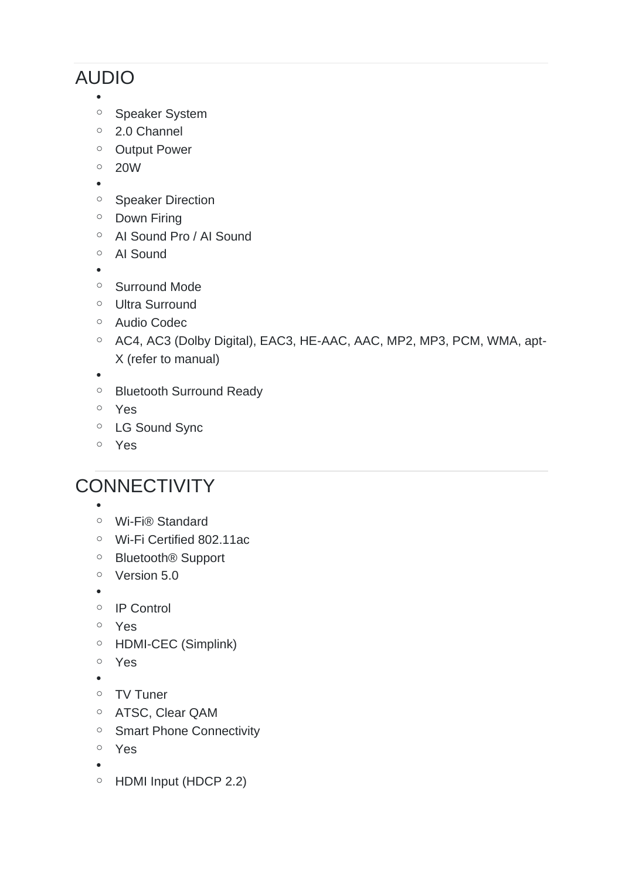## AUDIO

- 
    - Speaker System
    - 2.0 Channel
    - Output Power
    - 20W
- 
    - Speaker Direction
    - Down Firing
    - AI Sound Pro / AI Sound
    - AI Sound
- 
    - Surround Mode
    - Ultra Surround
    - Audio Codec
    - AC4, AC3 (Dolby Digital), EAC3, HE-AAC, AAC, MP2, MP3, PCM, WMA, apt-X (refer to manual)
- 
    - Bluetooth Surround Ready
    - Yes
    - LG Sound Sync
    - Yes

## CONNECTIVITY

- 
    - Wi-Fi® Standard
    - Wi-Fi Certified 802.11ac
    - Bluetooth® Support
    - Version 5.0
- 
    - IP Control
    - Yes
    - HDMI-CEC (Simplink)
    - Yes
- 
    - TV Tuner
    - ATSC, Clear QAM
    - Smart Phone Connectivity
    - Yes
- 
    - HDMI Input (HDCP 2.2)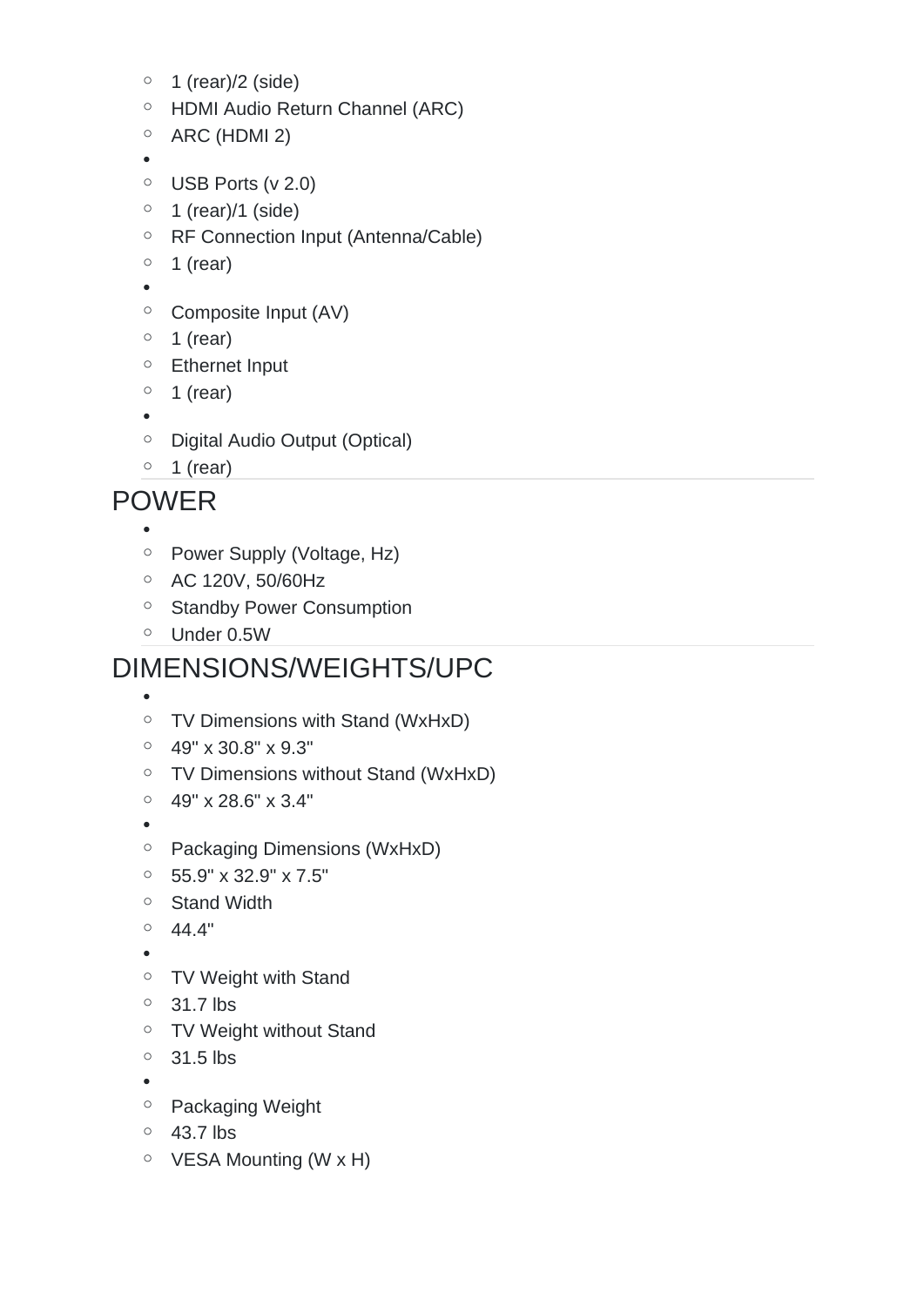- 1 (rear)/2 (side)
- HDMI Audio Return Channel (ARC)
- ARC (HDMI 2)

- USB Ports (v 2.0)
- 1 (rear)/1 (side)
- RF Connection Input (Antenna/Cable)
- 1 (rear)

- Composite Input (AV)
- 1 (rear)
- Ethernet Input
- 1 (rear)

- Digital Audio Output (Optical)
- 1 (rear)

## POWER

- Power Supply (Voltage, Hz)
- AC 120V, 50/60Hz
- Standby Power Consumption
- Under 0.5W

## DIMENSIONS/WEIGHTS/UPC

- TV Dimensions with Stand (WxHxD)
- 49" x 30.8" x 9.3"
- TV Dimensions without Stand (WxHxD)
- 49" x 28.6" x 3.4"

- Packaging Dimensions (WxHxD)
- 55.9" x 32.9" x 7.5"
- Stand Width
- 44.4"

- TV Weight with Stand
- 31.7 lbs
- TV Weight without Stand
- 31.5 lbs

- Packaging Weight
- 43.7 lbs
- VESA Mounting (W x H)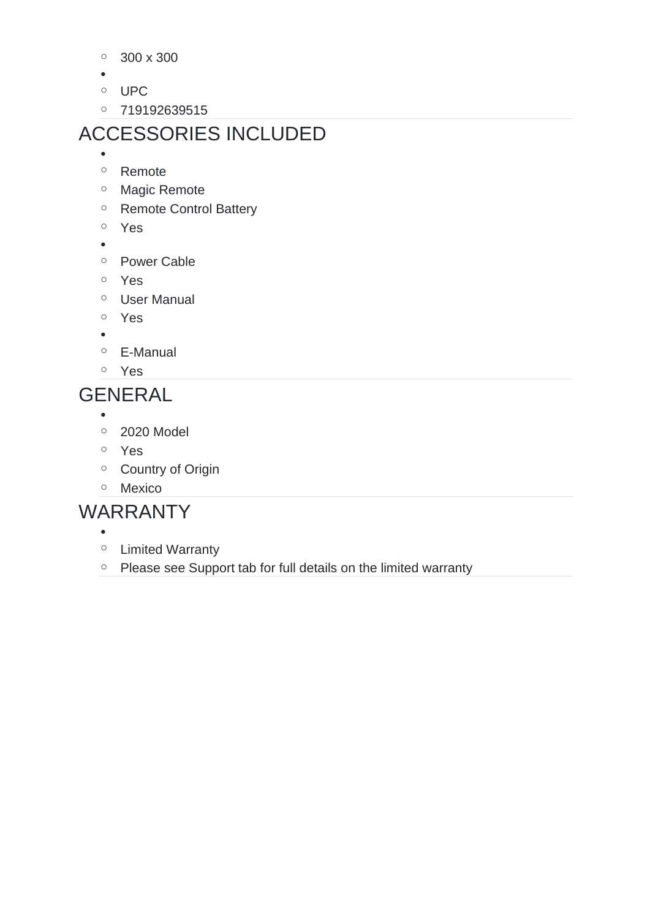- 300 x 300

- 
  - UPC
  - 719192639515

## ACCESSORIES INCLUDED

- 
  - Remote
  - Magic Remote
  - Remote Control Battery
  - Yes
- 
  - Power Cable
  - Yes
  - User Manual
  - Yes
- 
  - E-Manual
  - Yes

## GENERAL

- 
  - 2020 Model
  - Yes
  - Country of Origin
  - Mexico

## WARRANTY

- 
  - Limited Warranty
  - Please see Support tab for full details on the limited warranty